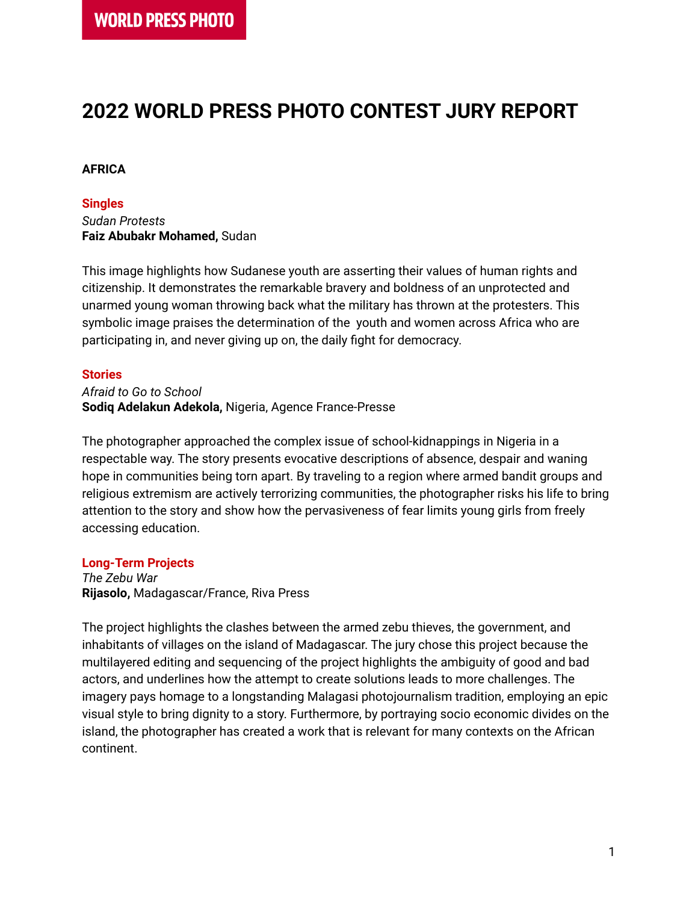WORLD PRESS PHOTO

# 2022 WORLD PRESS PHOTO CONTEST JURY REPORT

## AFRICA

### Singles

*Sudan Protests*
**Faiz Abubakr Mohamed,** Sudan

This image highlights how Sudanese youth are asserting their values of human rights and citizenship. It demonstrates the remarkable bravery and boldness of an unprotected and unarmed young woman throwing back what the military has thrown at the protesters. This symbolic image praises the determination of the youth and women across Africa who are participating in, and never giving up on, the daily fight for democracy.

### Stories

*Afraid to Go to School*
**Sodiq Adelakun Adekola,** Nigeria, Agence France-Presse

The photographer approached the complex issue of school-kidnappings in Nigeria in a respectable way. The story presents evocative descriptions of absence, despair and waning hope in communities being torn apart. By traveling to a region where armed bandit groups and religious extremism are actively terrorizing communities, the photographer risks his life to bring attention to the story and show how the pervasiveness of fear limits young girls from freely accessing education.

### Long-Term Projects

*The Zebu War*
**Rijasolo,** Madagascar/France, Riva Press

The project highlights the clashes between the armed zebu thieves, the government, and inhabitants of villages on the island of Madagascar. The jury chose this project because the multilayered editing and sequencing of the project highlights the ambiguity of good and bad actors, and underlines how the attempt to create solutions leads to more challenges. The imagery pays homage to a longstanding Malagasi photojournalism tradition, employing an epic visual style to bring dignity to a story. Furthermore, by portraying socio economic divides on the island, the photographer has created a work that is relevant for many contexts on the African continent.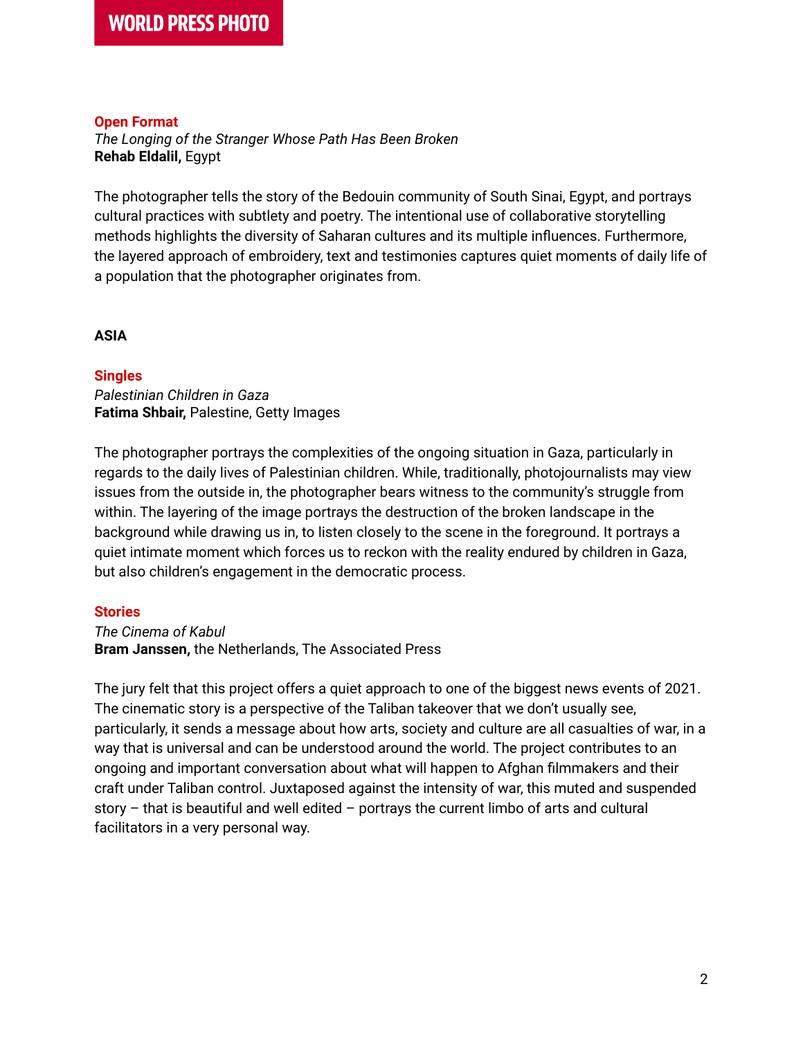### Open Format

*The Longing of the Stranger Whose Path Has Been Broken*
**Rehab Eldalil,** Egypt

The photographer tells the story of the Bedouin community of South Sinai, Egypt, and portrays cultural practices with subtlety and poetry. The intentional use of collaborative storytelling methods highlights the diversity of Saharan cultures and its multiple influences. Furthermore, the layered approach of embroidery, text and testimonies captures quiet moments of daily life of a population that the photographer originates from.

## ASIA

### Singles

*Palestinian Children in Gaza*
**Fatima Shbair,** Palestine, Getty Images

The photographer portrays the complexities of the ongoing situation in Gaza, particularly in regards to the daily lives of Palestinian children. While, traditionally, photojournalists may view issues from the outside in, the photographer bears witness to the community's struggle from within. The layering of the image portrays the destruction of the broken landscape in the background while drawing us in, to listen closely to the scene in the foreground. It portrays a quiet intimate moment which forces us to reckon with the reality endured by children in Gaza, but also children's engagement in the democratic process.

### Stories

*The Cinema of Kabul*
**Bram Janssen,** the Netherlands, The Associated Press

The jury felt that this project offers a quiet approach to one of the biggest news events of 2021. The cinematic story is a perspective of the Taliban takeover that we don't usually see, particularly, it sends a message about how arts, society and culture are all casualties of war, in a way that is universal and can be understood around the world. The project contributes to an ongoing and important conversation about what will happen to Afghan filmmakers and their craft under Taliban control. Juxtaposed against the intensity of war, this muted and suspended story – that is beautiful and well edited – portrays the current limbo of arts and cultural facilitators in a very personal way.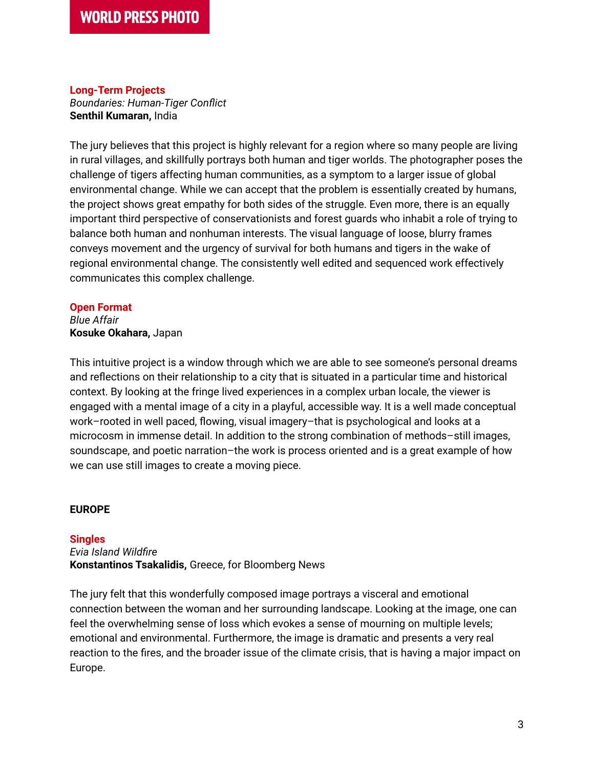### Long-Term Projects

*Boundaries: Human-Tiger Conflict*
**Senthil Kumaran,** India

The jury believes that this project is highly relevant for a region where so many people are living in rural villages, and skillfully portrays both human and tiger worlds. The photographer poses the challenge of tigers affecting human communities, as a symptom to a larger issue of global environmental change. While we can accept that the problem is essentially created by humans, the project shows great empathy for both sides of the struggle. Even more, there is an equally important third perspective of conservationists and forest guards who inhabit a role of trying to balance both human and nonhuman interests. The visual language of loose, blurry frames conveys movement and the urgency of survival for both humans and tigers in the wake of regional environmental change. The consistently well edited and sequenced work effectively communicates this complex challenge.

### Open Format

*Blue Affair*
**Kosuke Okahara,** Japan

This intuitive project is a window through which we are able to see someone's personal dreams and reflections on their relationship to a city that is situated in a particular time and historical context. By looking at the fringe lived experiences in a complex urban locale, the viewer is engaged with a mental image of a city in a playful, accessible way. It is a well made conceptual work–rooted in well paced, flowing, visual imagery–that is psychological and looks at a microcosm in immense detail. In addition to the strong combination of methods–still images, soundscape, and poetic narration–the work is process oriented and is a great example of how we can use still images to create a moving piece.

## EUROPE

### Singles

*Evia Island Wildfire*
**Konstantinos Tsakalidis,** Greece, for Bloomberg News

The jury felt that this wonderfully composed image portrays a visceral and emotional connection between the woman and her surrounding landscape. Looking at the image, one can feel the overwhelming sense of loss which evokes a sense of mourning on multiple levels; emotional and environmental. Furthermore, the image is dramatic and presents a very real reaction to the fires, and the broader issue of the climate crisis, that is having a major impact on Europe.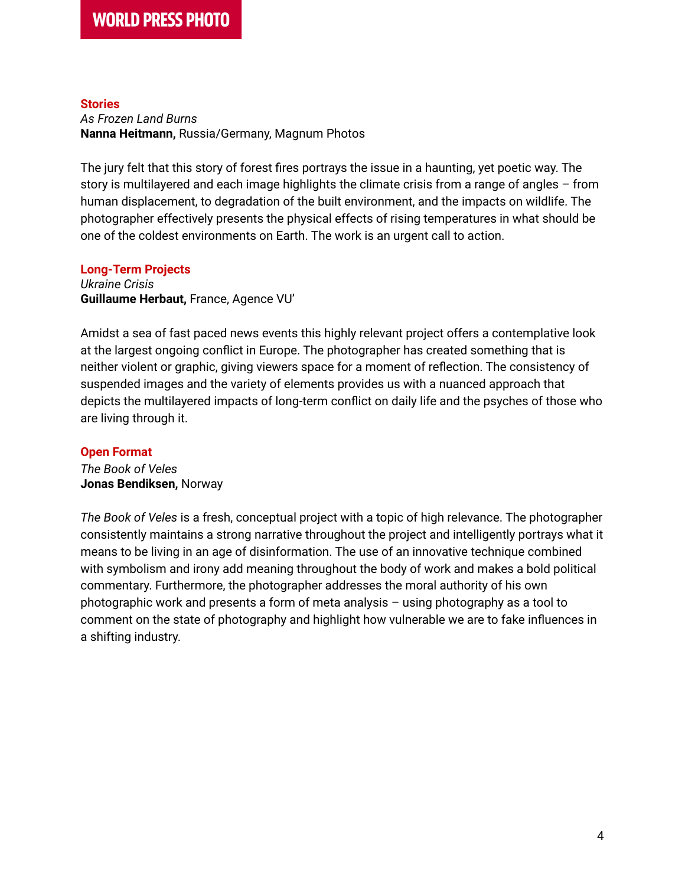## Stories

*As Frozen Land Burns*
**Nanna Heitmann,** Russia/Germany, Magnum Photos

The jury felt that this story of forest fires portrays the issue in a haunting, yet poetic way. The story is multilayered and each image highlights the climate crisis from a range of angles – from human displacement, to degradation of the built environment, and the impacts on wildlife. The photographer effectively presents the physical effects of rising temperatures in what should be one of the coldest environments on Earth. The work is an urgent call to action.

## Long-Term Projects

*Ukraine Crisis*
**Guillaume Herbaut,** France, Agence VU'

Amidst a sea of fast paced news events this highly relevant project offers a contemplative look at the largest ongoing conflict in Europe. The photographer has created something that is neither violent or graphic, giving viewers space for a moment of reflection. The consistency of suspended images and the variety of elements provides us with a nuanced approach that depicts the multilayered impacts of long-term conflict on daily life and the psyches of those who are living through it.

## Open Format

*The Book of Veles*
**Jonas Bendiksen,** Norway

*The Book of Veles* is a fresh, conceptual project with a topic of high relevance. The photographer consistently maintains a strong narrative throughout the project and intelligently portrays what it means to be living in an age of disinformation. The use of an innovative technique combined with symbolism and irony add meaning throughout the body of work and makes a bold political commentary. Furthermore, the photographer addresses the moral authority of his own photographic work and presents a form of meta analysis – using photography as a tool to comment on the state of photography and highlight how vulnerable we are to fake influences in a shifting industry.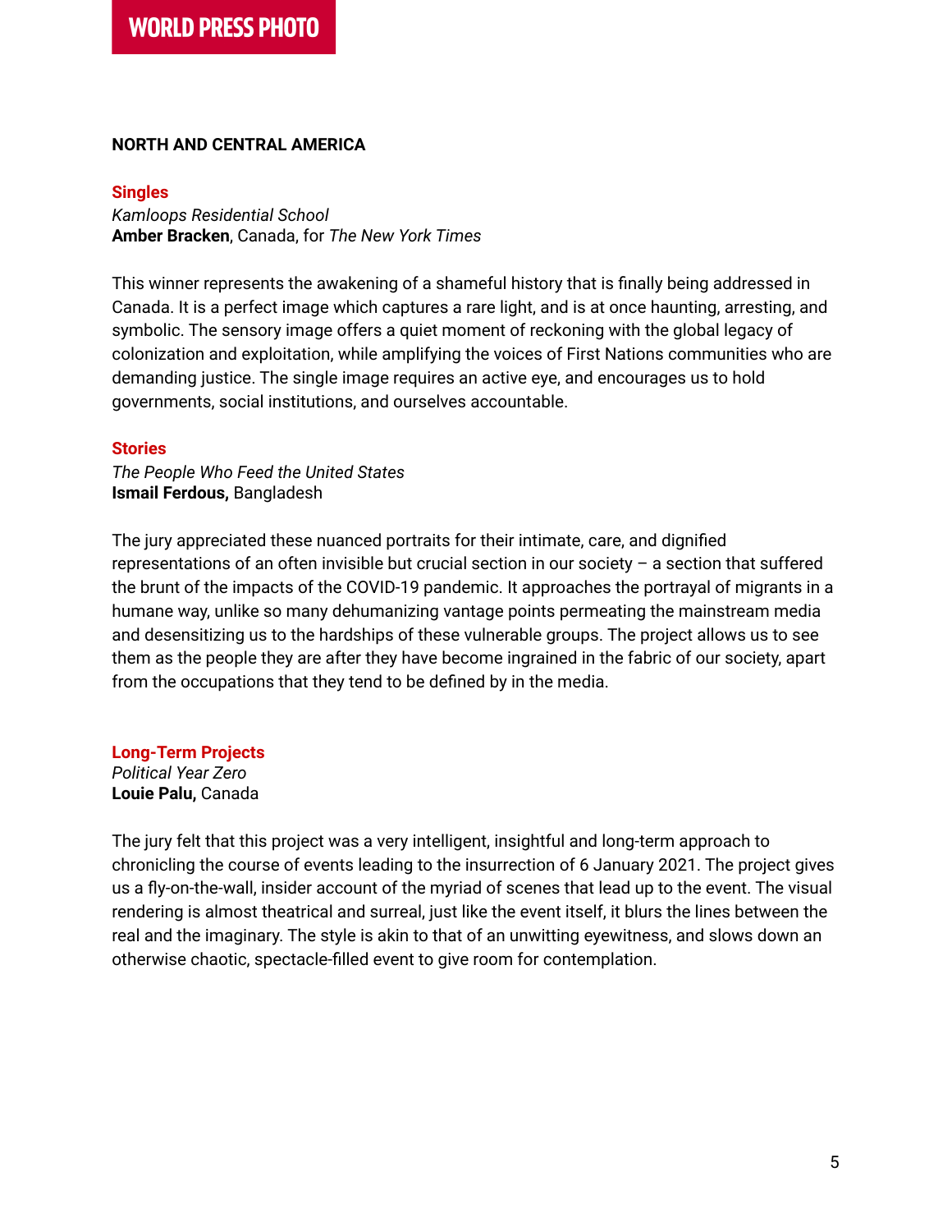**NORTH AND CENTRAL AMERICA**

**Singles**

*Kamloops Residential School*
**Amber Bracken**, Canada, for *The New York Times*

This winner represents the awakening of a shameful history that is finally being addressed in Canada. It is a perfect image which captures a rare light, and is at once haunting, arresting, and symbolic. The sensory image offers a quiet moment of reckoning with the global legacy of colonization and exploitation, while amplifying the voices of First Nations communities who are demanding justice. The single image requires an active eye, and encourages us to hold governments, social institutions, and ourselves accountable.

**Stories**

*The People Who Feed the United States*
**Ismail Ferdous,** Bangladesh

The jury appreciated these nuanced portraits for their intimate, care, and dignified representations of an often invisible but crucial section in our society – a section that suffered the brunt of the impacts of the COVID-19 pandemic. It approaches the portrayal of migrants in a humane way, unlike so many dehumanizing vantage points permeating the mainstream media and desensitizing us to the hardships of these vulnerable groups. The project allows us to see them as the people they are after they have become ingrained in the fabric of our society, apart from the occupations that they tend to be defined by in the media.

**Long-Term Projects**

*Political Year Zero*
**Louie Palu,** Canada

The jury felt that this project was a very intelligent, insightful and long-term approach to chronicling the course of events leading to the insurrection of 6 January 2021. The project gives us a fly-on-the-wall, insider account of the myriad of scenes that lead up to the event. The visual rendering is almost theatrical and surreal, just like the event itself, it blurs the lines between the real and the imaginary. The style is akin to that of an unwitting eyewitness, and slows down an otherwise chaotic, spectacle-filled event to give room for contemplation.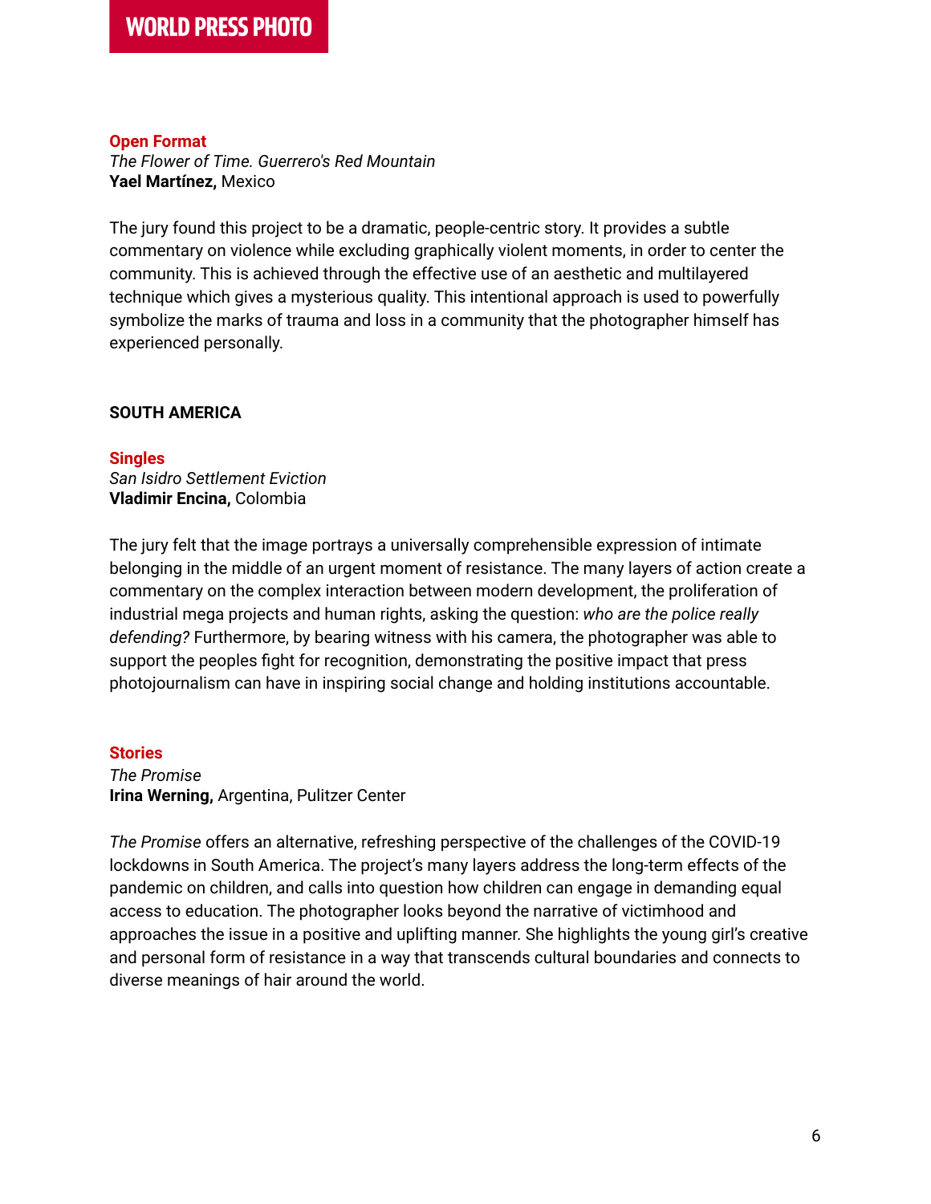### Open Format

*The Flower of Time. Guerrero's Red Mountain*
**Yael Martínez,** Mexico

The jury found this project to be a dramatic, people-centric story. It provides a subtle commentary on violence while excluding graphically violent moments, in order to center the community. This is achieved through the effective use of an aesthetic and multilayered technique which gives a mysterious quality. This intentional approach is used to powerfully symbolize the marks of trauma and loss in a community that the photographer himself has experienced personally.

## SOUTH AMERICA

### Singles

*San Isidro Settlement Eviction*
**Vladimir Encina,** Colombia

The jury felt that the image portrays a universally comprehensible expression of intimate belonging in the middle of an urgent moment of resistance. The many layers of action create a commentary on the complex interaction between modern development, the proliferation of industrial mega projects and human rights, asking the question: *who are the police really defending?* Furthermore, by bearing witness with his camera, the photographer was able to support the peoples fight for recognition, demonstrating the positive impact that press photojournalism can have in inspiring social change and holding institutions accountable.

### Stories

*The Promise*
**Irina Werning,** Argentina, Pulitzer Center

*The Promise* offers an alternative, refreshing perspective of the challenges of the COVID-19 lockdowns in South America. The project's many layers address the long-term effects of the pandemic on children, and calls into question how children can engage in demanding equal access to education. The photographer looks beyond the narrative of victimhood and approaches the issue in a positive and uplifting manner. She highlights the young girl's creative and personal form of resistance in a way that transcends cultural boundaries and connects to diverse meanings of hair around the world.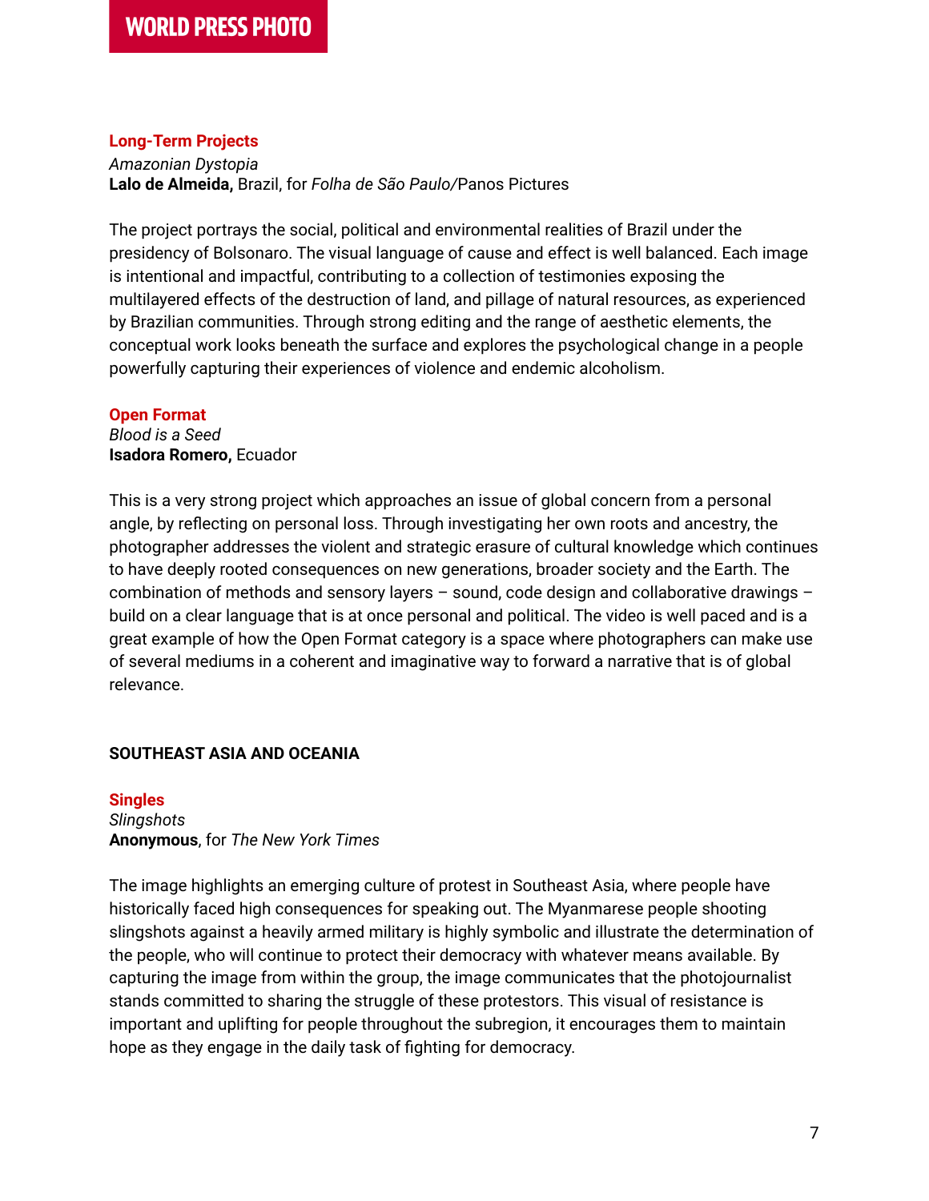### Long-Term Projects

*Amazonian Dystopia*
**Lalo de Almeida,** Brazil, for *Folha de São Paulo/*Panos Pictures

The project portrays the social, political and environmental realities of Brazil under the presidency of Bolsonaro. The visual language of cause and effect is well balanced. Each image is intentional and impactful, contributing to a collection of testimonies exposing the multilayered effects of the destruction of land, and pillage of natural resources, as experienced by Brazilian communities. Through strong editing and the range of aesthetic elements, the conceptual work looks beneath the surface and explores the psychological change in a people powerfully capturing their experiences of violence and endemic alcoholism.

### Open Format

*Blood is a Seed*
**Isadora Romero,** Ecuador

This is a very strong project which approaches an issue of global concern from a personal angle, by reflecting on personal loss. Through investigating her own roots and ancestry, the photographer addresses the violent and strategic erasure of cultural knowledge which continues to have deeply rooted consequences on new generations, broader society and the Earth. The combination of methods and sensory layers – sound, code design and collaborative drawings – build on a clear language that is at once personal and political. The video is well paced and is a great example of how the Open Format category is a space where photographers can make use of several mediums in a coherent and imaginative way to forward a narrative that is of global relevance.

## SOUTHEAST ASIA AND OCEANIA

### Singles

*Slingshots*
**Anonymous**, for *The New York Times*

The image highlights an emerging culture of protest in Southeast Asia, where people have historically faced high consequences for speaking out. The Myanmarese people shooting slingshots against a heavily armed military is highly symbolic and illustrate the determination of the people, who will continue to protect their democracy with whatever means available. By capturing the image from within the group, the image communicates that the photojournalist stands committed to sharing the struggle of these protestors. This visual of resistance is important and uplifting for people throughout the subregion, it encourages them to maintain hope as they engage in the daily task of fighting for democracy.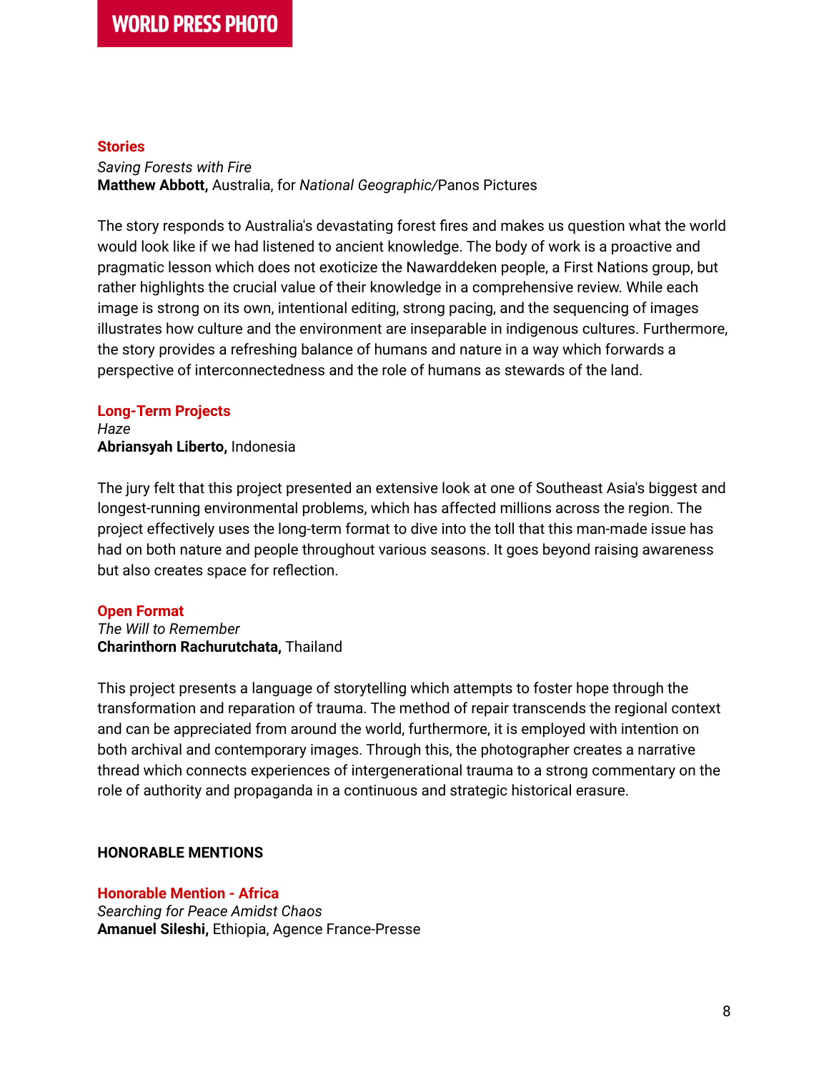### Stories

*Saving Forests with Fire*
**Matthew Abbott,** Australia, for *National Geographic/*Panos Pictures

The story responds to Australia's devastating forest fires and makes us question what the world would look like if we had listened to ancient knowledge. The body of work is a proactive and pragmatic lesson which does not exoticize the Nawarddeken people, a First Nations group, but rather highlights the crucial value of their knowledge in a comprehensive review. While each image is strong on its own, intentional editing, strong pacing, and the sequencing of images illustrates how culture and the environment are inseparable in indigenous cultures. Furthermore, the story provides a refreshing balance of humans and nature in a way which forwards a perspective of interconnectedness and the role of humans as stewards of the land.

### Long-Term Projects

*Haze*
**Abriansyah Liberto,** Indonesia

The jury felt that this project presented an extensive look at one of Southeast Asia's biggest and longest-running environmental problems, which has affected millions across the region. The project effectively uses the long-term format to dive into the toll that this man-made issue has had on both nature and people throughout various seasons. It goes beyond raising awareness but also creates space for reflection.

### Open Format

*The Will to Remember*
**Charinthorn Rachurutchata,** Thailand

This project presents a language of storytelling which attempts to foster hope through the transformation and reparation of trauma. The method of repair transcends the regional context and can be appreciated from around the world, furthermore, it is employed with intention on both archival and contemporary images. Through this, the photographer creates a narrative thread which connects experiences of intergenerational trauma to a strong commentary on the role of authority and propaganda in a continuous and strategic historical erasure.

## HONORABLE MENTIONS

### Honorable Mention - Africa

*Searching for Peace Amidst Chaos*
**Amanuel Sileshi,** Ethiopia, Agence France-Presse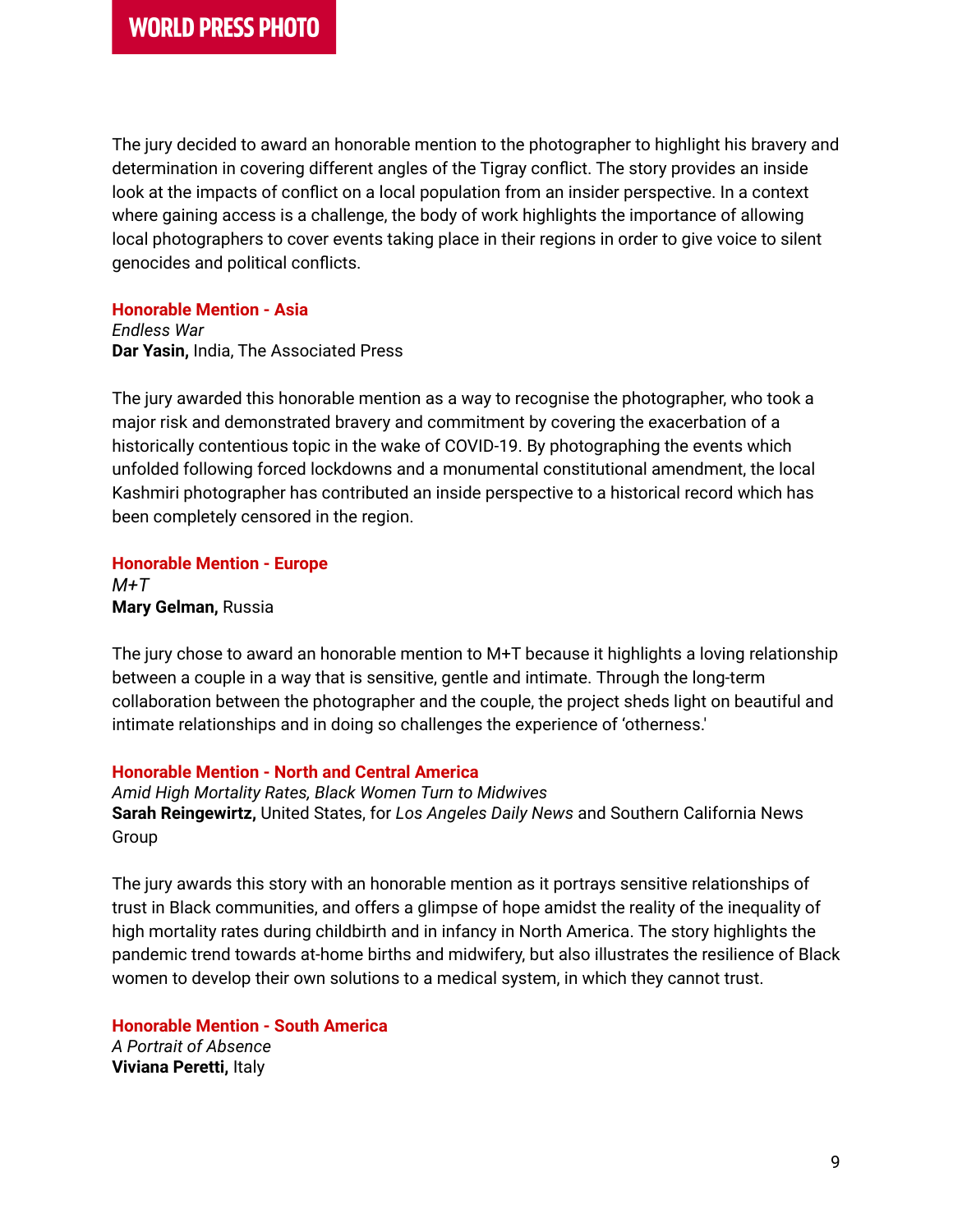The jury decided to award an honorable mention to the photographer to highlight his bravery and determination in covering different angles of the Tigray conflict. The story provides an inside look at the impacts of conflict on a local population from an insider perspective. In a context where gaining access is a challenge, the body of work highlights the importance of allowing local photographers to cover events taking place in their regions in order to give voice to silent genocides and political conflicts.

**Honorable Mention - Asia**
*Endless War*
**Dar Yasin,** India, The Associated Press

The jury awarded this honorable mention as a way to recognise the photographer, who took a major risk and demonstrated bravery and commitment by covering the exacerbation of a historically contentious topic in the wake of COVID-19. By photographing the events which unfolded following forced lockdowns and a monumental constitutional amendment, the local Kashmiri photographer has contributed an inside perspective to a historical record which has been completely censored in the region.

**Honorable Mention - Europe**
*M+T*
**Mary Gelman,** Russia

The jury chose to award an honorable mention to M+T because it highlights a loving relationship between a couple in a way that is sensitive, gentle and intimate. Through the long-term collaboration between the photographer and the couple, the project sheds light on beautiful and intimate relationships and in doing so challenges the experience of 'otherness.'

**Honorable Mention - North and Central America**
*Amid High Mortality Rates, Black Women Turn to Midwives*
**Sarah Reingewirtz,** United States, for *Los Angeles Daily News* and Southern California News Group

The jury awards this story with an honorable mention as it portrays sensitive relationships of trust in Black communities, and offers a glimpse of hope amidst the reality of the inequality of high mortality rates during childbirth and in infancy in North America. The story highlights the pandemic trend towards at-home births and midwifery, but also illustrates the resilience of Black women to develop their own solutions to a medical system, in which they cannot trust.

**Honorable Mention - South America**
*A Portrait of Absence*
**Viviana Peretti,** Italy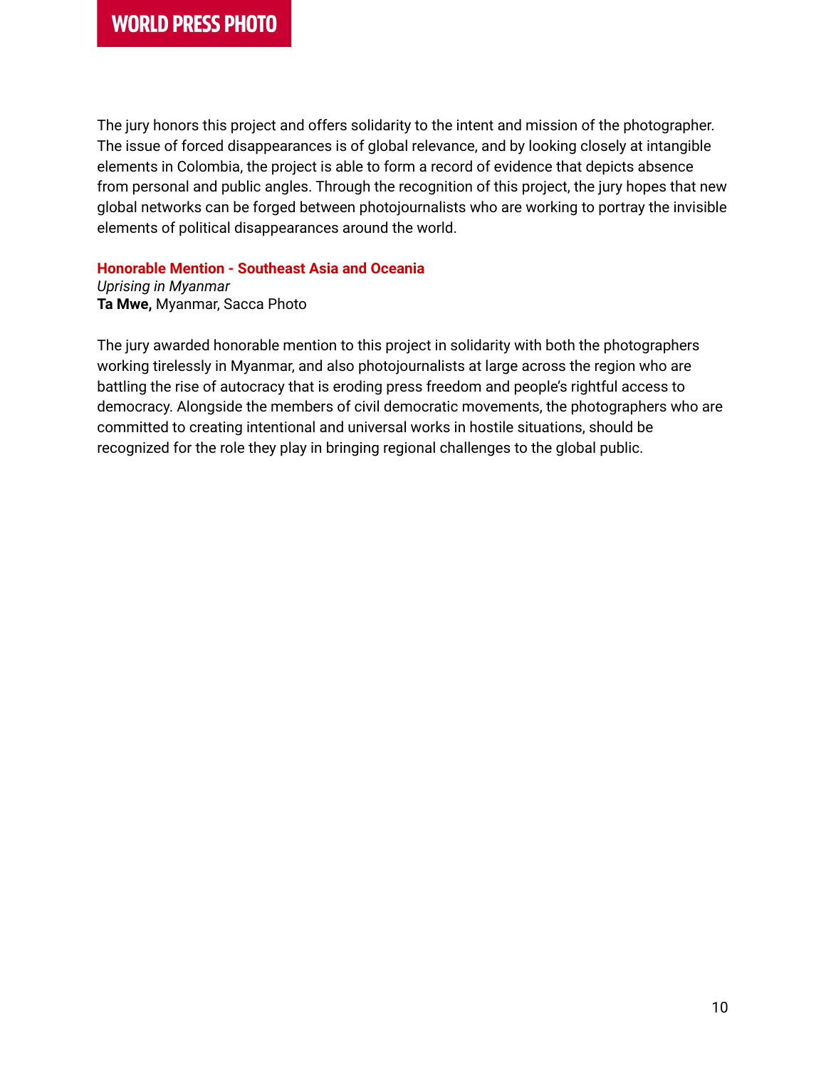The jury honors this project and offers solidarity to the intent and mission of the photographer. The issue of forced disappearances is of global relevance, and by looking closely at intangible elements in Colombia, the project is able to form a record of evidence that depicts absence from personal and public angles. Through the recognition of this project, the jury hopes that new global networks can be forged between photojournalists who are working to portray the invisible elements of political disappearances around the world.

**Honorable Mention - Southeast Asia and Oceania**
*Uprising in Myanmar*
**Ta Mwe,** Myanmar, Sacca Photo

The jury awarded honorable mention to this project in solidarity with both the photographers working tirelessly in Myanmar, and also photojournalists at large across the region who are battling the rise of autocracy that is eroding press freedom and people's rightful access to democracy. Alongside the members of civil democratic movements, the photographers who are committed to creating intentional and universal works in hostile situations, should be recognized for the role they play in bringing regional challenges to the global public.